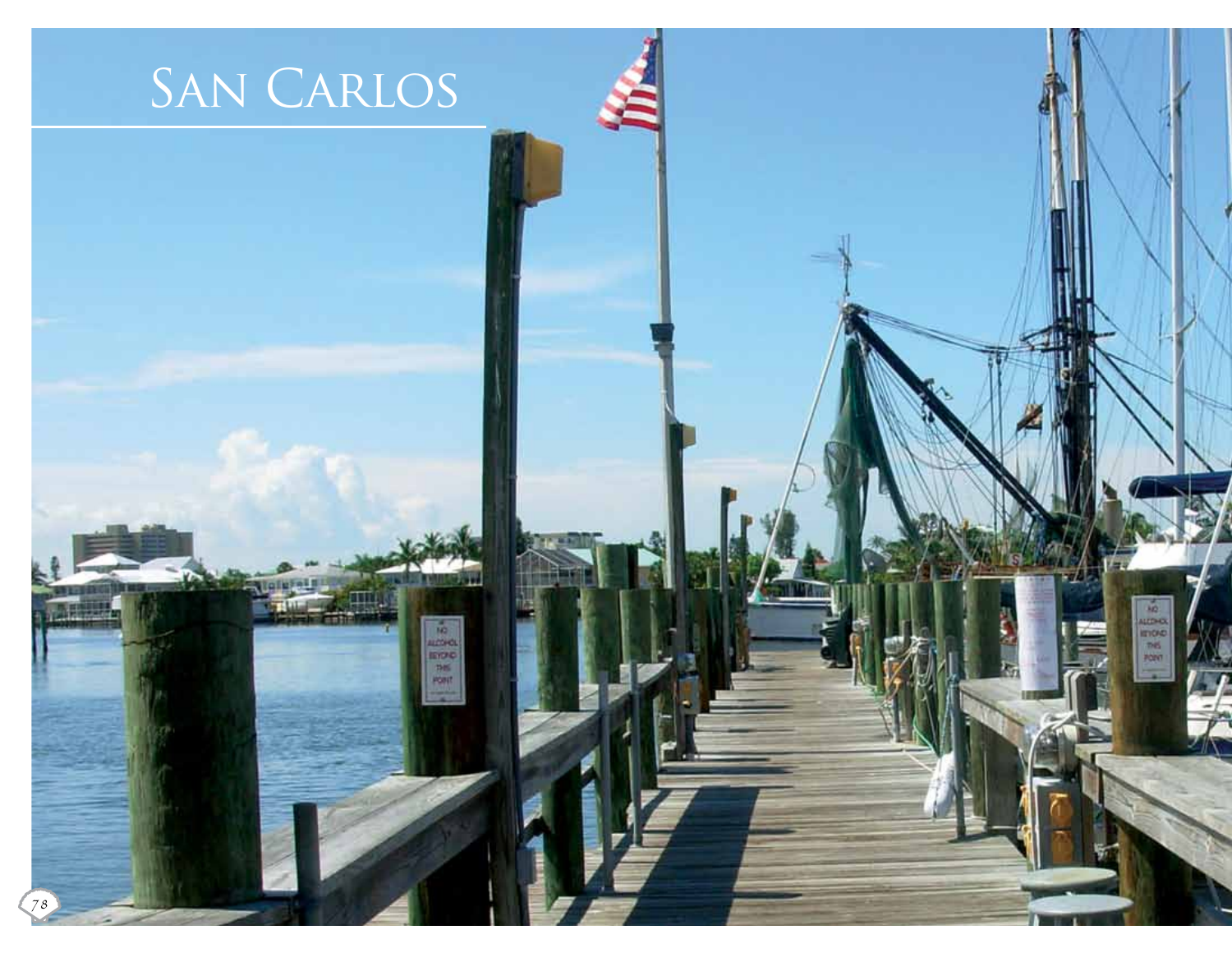# San Carlos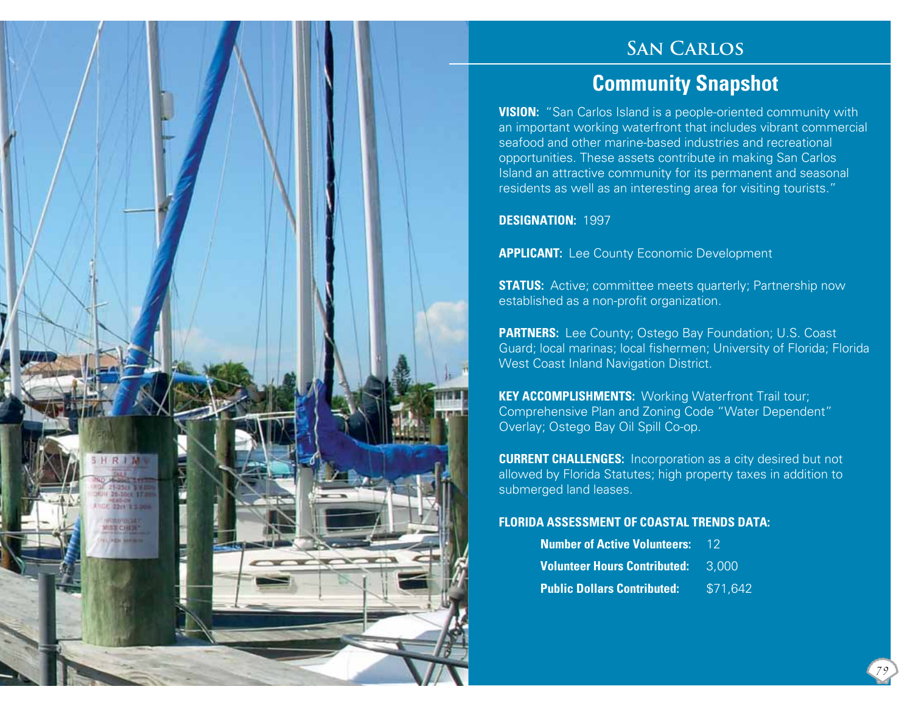# San Carlos

## Community Snapshot

**VISION:** "San Carlos Island is a people-oriented community with an important working waterfront that includes vibrant commercial seafood and other marine-based industries and recreational opportunities. These assets contribute in making San Carlos Island an attractive community for its permanent and seasonal residents as well as an interesting area for visiting tourists."

**DESIGNATION:** 1997

**APPLICANT:** Lee County Economic Development

**STATUS:** Active; committee meets quarterly; Partnership now established as a non-profit organization.

**PARTNERS:** Lee County; Ostego Bay Foundation; U.S. Coast Guard; local marinas; local fishermen; University of Florida; Florida West Coast Inland Navigation District.

**KEY ACCOMPLISHMENTS:** Working Waterfront Trail tour; Comprehensive Plan and Zoning Code "Water Dependent" Overlay; Ostego Bay Oil Spill Co-op.

**CURRENT CHALLENGES:** Incorporation as a city desired but not allowed by Florida Statutes; high property taxes in addition to submerged land leases.

**FLORIDA ASSESSMENT OF COASTAL TRENDS DATA:**

| | |
|---|---|
| **Number of Active Volunteers:** | 12 |
| **Volunteer Hours Contributed:** | 3,000 |
| **Public Dollars Contributed:** | $71,642 |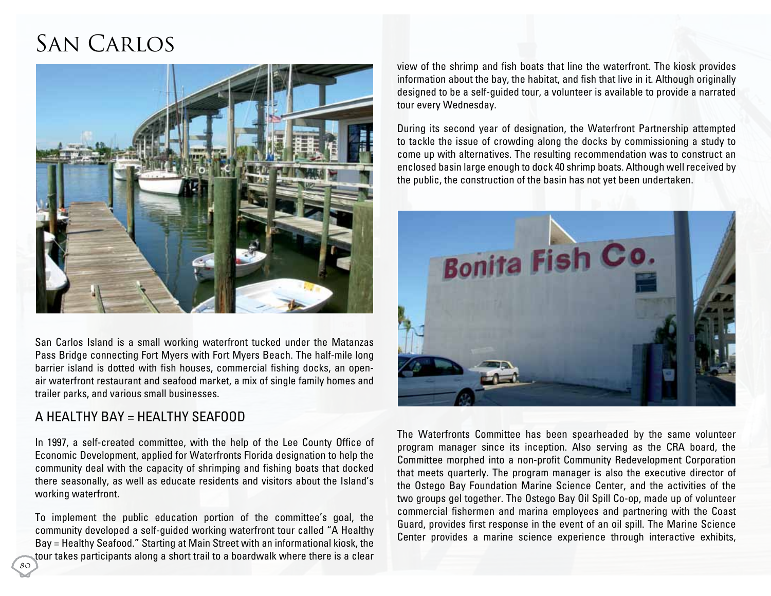# San Carlos

San Carlos Island is a small working waterfront tucked under the Matanzas Pass Bridge connecting Fort Myers with Fort Myers Beach. The half-mile long barrier island is dotted with fish houses, commercial fishing docks, an open-air waterfront restaurant and seafood market, a mix of single family homes and trailer parks, and various small businesses.

## A HEALTHY BAY = HEALTHY SEAFOOD

In 1997, a self-created committee, with the help of the Lee County Office of Economic Development, applied for Waterfronts Florida designation to help the community deal with the capacity of shrimping and fishing boats that docked there seasonally, as well as educate residents and visitors about the Island's working waterfront.

To implement the public education portion of the committee's goal, the community developed a self-guided working waterfront tour called "A Healthy Bay = Healthy Seafood." Starting at Main Street with an informational kiosk, the tour takes participants along a short trail to a boardwalk where there is a clear view of the shrimp and fish boats that line the waterfront. The kiosk provides information about the bay, the habitat, and fish that live in it. Although originally designed to be a self-guided tour, a volunteer is available to provide a narrated tour every Wednesday.

During its second year of designation, the Waterfront Partnership attempted to tackle the issue of crowding along the docks by commissioning a study to come up with alternatives. The resulting recommendation was to construct an enclosed basin large enough to dock 40 shrimp boats. Although well received by the public, the construction of the basin has not yet been undertaken.

The Waterfronts Committee has been spearheaded by the same volunteer program manager since its inception. Also serving as the CRA board, the Committee morphed into a non-profit Community Redevelopment Corporation that meets quarterly. The program manager is also the executive director of the Ostego Bay Foundation Marine Science Center, and the activities of the two groups gel together. The Ostego Bay Oil Spill Co-op, made up of volunteer commercial fishermen and marina employees and partnering with the Coast Guard, provides first response in the event of an oil spill. The Marine Science Center provides a marine science experience through interactive exhibits,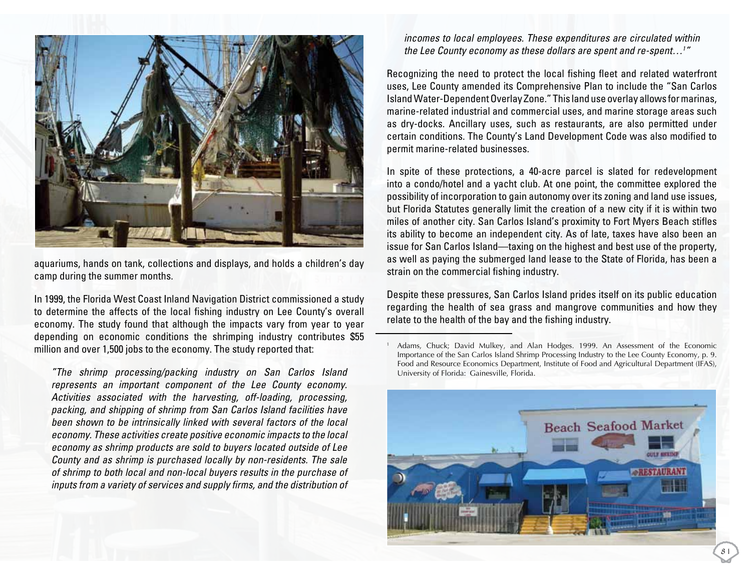aquariums, hands on tank, collections and displays, and holds a children's day camp during the summer months.

In 1999, the Florida West Coast Inland Navigation District commissioned a study to determine the affects of the local fishing industry on Lee County's overall economy. The study found that although the impacts vary from year to year depending on economic conditions the shrimping industry contributes $55 million and over 1,500 jobs to the economy. The study reported that:

> *"The shrimp processing/packing industry on San Carlos Island represents an important component of the Lee County economy. Activities associated with the harvesting, off-loading, processing, packing, and shipping of shrimp from San Carlos Island facilities have been shown to be intrinsically linked with several factors of the local economy. These activities create positive economic impacts to the local economy as shrimp products are sold to buyers located outside of Lee County and as shrimp is purchased locally by non-residents. The sale of shrimp to both local and non-local buyers results in the purchase of inputs from a variety of services and supply firms, and the distribution of incomes to local employees. These expenditures are circulated within the Lee County economy as these dollars are spent and re-spent…[1]"*

Recognizing the need to protect the local fishing fleet and related waterfront uses, Lee County amended its Comprehensive Plan to include the "San Carlos Island Water-Dependent Overlay Zone." This land use overlay allows for marinas, marine-related industrial and commercial uses, and marine storage areas such as dry-docks. Ancillary uses, such as restaurants, are also permitted under certain conditions. The County's Land Development Code was also modified to permit marine-related businesses.

In spite of these protections, a 40-acre parcel is slated for redevelopment into a condo/hotel and a yacht club. At one point, the committee explored the possibility of incorporation to gain autonomy over its zoning and land use issues, but Florida Statutes generally limit the creation of a new city if it is within two miles of another city. San Carlos Island's proximity to Fort Myers Beach stifles its ability to become an independent city. As of late, taxes have also been an issue for San Carlos Island—taxing on the highest and best use of the property, as well as paying the submerged land lease to the State of Florida, has been a strain on the commercial fishing industry.

Despite these pressures, San Carlos Island prides itself on its public education regarding the health of sea grass and mangrove communities and how they relate to the health of the bay and the fishing industry.

---

[1] Adams, Chuck; David Mulkey, and Alan Hodges. 1999. An Assessment of the Economic Importance of the San Carlos Island Shrimp Processing Industry to the Lee County Economy, p. 9. Food and Resource Economics Department, Institute of Food and Agricultural Department (IFAS), University of Florida: Gainesville, Florida.